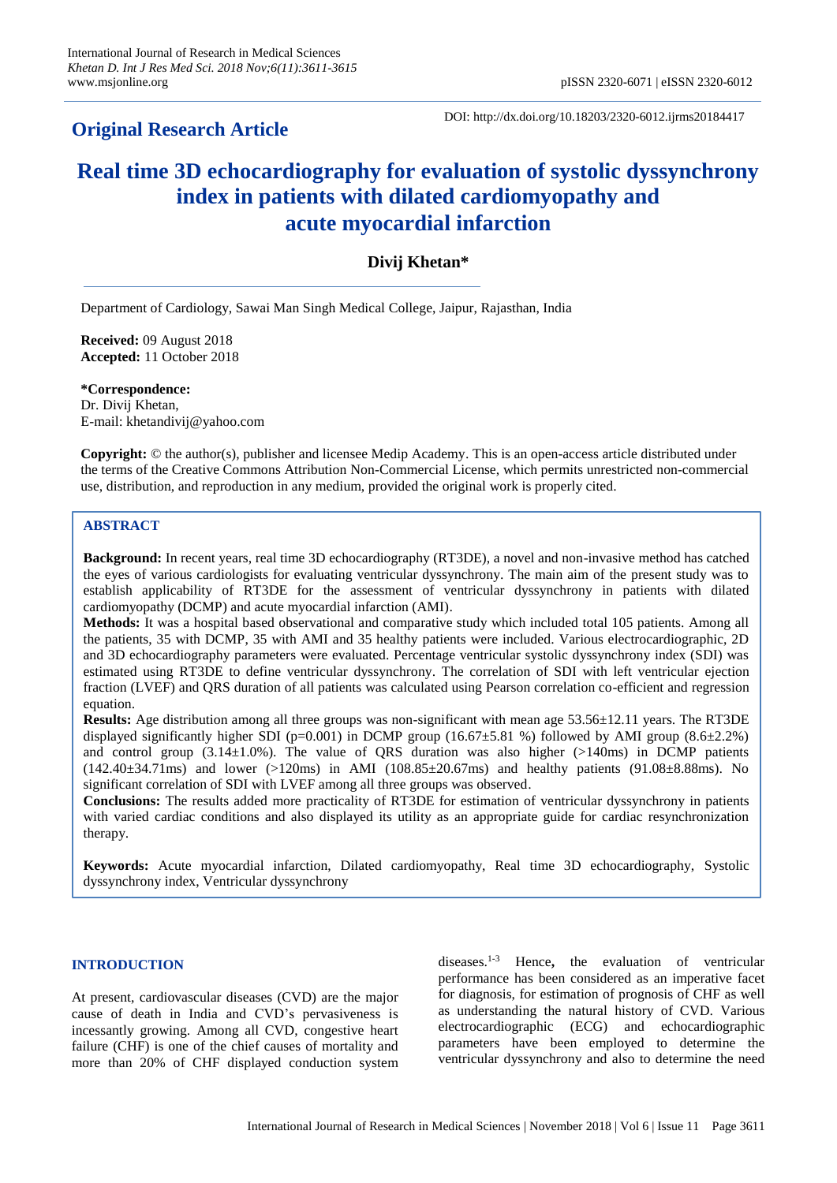**Original Research Article**

DOI: http://dx.doi.org/10.18203/2320-6012.ijrms20184417

# Real time 3D echocardiography for evaluation of systolic dyssynchrony index in patients with dilated cardiomyopathy and acute myocardial infarction

**Divij Khetan***

Department of Cardiology, Sawai Man Singh Medical College, Jaipur, Rajasthan, India

**Received:** 09 August 2018
**Accepted:** 11 October 2018

***Correspondence:**
Dr. Divij Khetan,
E-mail: khetandivij@yahoo.com

**Copyright:** © the author(s), publisher and licensee Medip Academy. This is an open-access article distributed under the terms of the Creative Commons Attribution Non-Commercial License, which permits unrestricted non-commercial use, distribution, and reproduction in any medium, provided the original work is properly cited.

## ABSTRACT

**Background:** In recent years, real time 3D echocardiography (RT3DE), a novel and non-invasive method has catched the eyes of various cardiologists for evaluating ventricular dyssynchrony. The main aim of the present study was to establish applicability of RT3DE for the assessment of ventricular dyssynchrony in patients with dilated cardiomyopathy (DCMP) and acute myocardial infarction (AMI).

**Methods:** It was a hospital based observational and comparative study which included total 105 patients. Among all the patients, 35 with DCMP, 35 with AMI and 35 healthy patients were included. Various electrocardiographic, 2D and 3D echocardiography parameters were evaluated. Percentage ventricular systolic dyssynchrony index (SDI) was estimated using RT3DE to define ventricular dyssynchrony. The correlation of SDI with left ventricular ejection fraction (LVEF) and QRS duration of all patients was calculated using Pearson correlation co-efficient and regression equation.

**Results:** Age distribution among all three groups was non-significant with mean age 53.56±12.11 years. The RT3DE displayed significantly higher SDI (p=0.001) in DCMP group (16.67±5.81 %) followed by AMI group (8.6±2.2%) and control group (3.14±1.0%). The value of QRS duration was also higher (>140ms) in DCMP patients (142.40±34.71ms) and lower (>120ms) in AMI (108.85±20.67ms) and healthy patients (91.08±8.88ms). No significant correlation of SDI with LVEF among all three groups was observed.

**Conclusions:** The results added more practicality of RT3DE for estimation of ventricular dyssynchrony in patients with varied cardiac conditions and also displayed its utility as an appropriate guide for cardiac resynchronization therapy.

**Keywords:** Acute myocardial infarction, Dilated cardiomyopathy, Real time 3D echocardiography, Systolic dyssynchrony index, Ventricular dyssynchrony

## INTRODUCTION

At present, cardiovascular diseases (CVD) are the major cause of death in India and CVD's pervasiveness is incessantly growing. Among all CVD, congestive heart failure (CHF) is one of the chief causes of mortality and more than 20% of CHF displayed conduction system diseases.[1-3] Hence**,** the evaluation of ventricular performance has been considered as an imperative facet for diagnosis, for estimation of prognosis of CHF as well as understanding the natural history of CVD. Various electrocardiographic (ECG) and echocardiographic parameters have been employed to determine the ventricular dyssynchrony and also to determine the need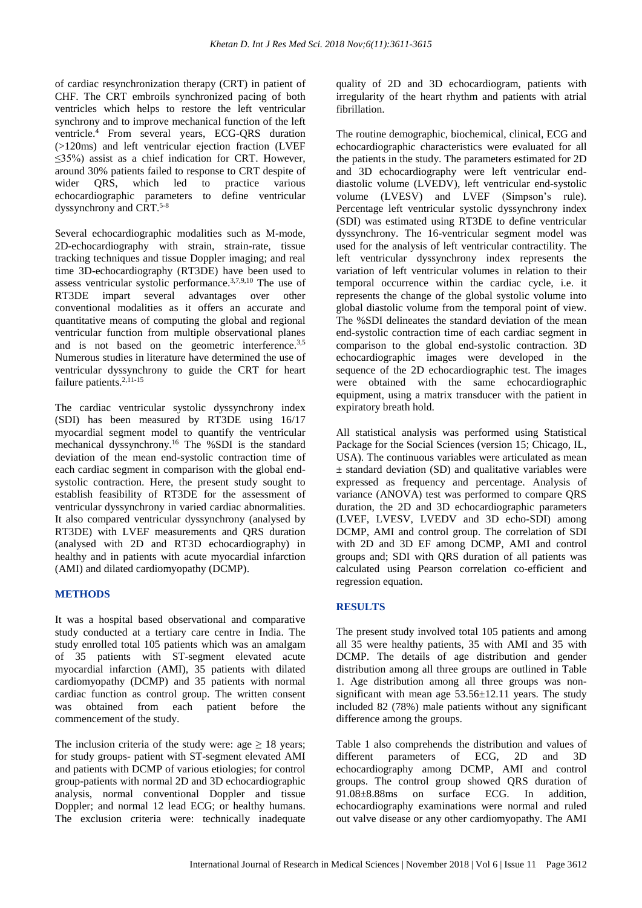of cardiac resynchronization therapy (CRT) in patient of CHF. The CRT embroils synchronized pacing of both ventricles which helps to restore the left ventricular synchrony and to improve mechanical function of the left ventricle.[4] From several years, ECG-QRS duration (>120ms) and left ventricular ejection fraction (LVEF ≤35%) assist as a chief indication for CRT. However, around 30% patients failed to response to CRT despite of wider QRS, which led to practice various echocardiographic parameters to define ventricular dyssynchrony and CRT.[5-8]

Several echocardiographic modalities such as M-mode, 2D-echocardiography with strain, strain-rate, tissue tracking techniques and tissue Doppler imaging; and real time 3D-echocardiography (RT3DE) have been used to assess ventricular systolic performance.[3,7,9,10] The use of RT3DE impart several advantages over other conventional modalities as it offers an accurate and quantitative means of computing the global and regional ventricular function from multiple observational planes and is not based on the geometric interference.[3,5] Numerous studies in literature have determined the use of ventricular dyssynchrony to guide the CRT for heart failure patients.[2,11-15]

The cardiac ventricular systolic dyssynchrony index (SDI) has been measured by RT3DE using 16/17 myocardial segment model to quantify the ventricular mechanical dyssynchrony.[16] The %SDI is the standard deviation of the mean end-systolic contraction time of each cardiac segment in comparison with the global end-systolic contraction. Here, the present study sought to establish feasibility of RT3DE for the assessment of ventricular dyssynchrony in varied cardiac abnormalities. It also compared ventricular dyssynchrony (analysed by RT3DE) with LVEF measurements and QRS duration (analysed with 2D and RT3D echocardiography) in healthy and in patients with acute myocardial infarction (AMI) and dilated cardiomyopathy (DCMP).

## METHODS

It was a hospital based observational and comparative study conducted at a tertiary care centre in India. The study enrolled total 105 patients which was an amalgam of 35 patients with ST-segment elevated acute myocardial infarction (AMI), 35 patients with dilated cardiomyopathy (DCMP) and 35 patients with normal cardiac function as control group. The written consent was obtained from each patient before the commencement of the study.

The inclusion criteria of the study were: age ≥ 18 years; for study groups- patient with ST-segment elevated AMI and patients with DCMP of various etiologies; for control group-patients with normal 2D and 3D echocardiographic analysis, normal conventional Doppler and tissue Doppler; and normal 12 lead ECG; or healthy humans. The exclusion criteria were: technically inadequate quality of 2D and 3D echocardiogram, patients with irregularity of the heart rhythm and patients with atrial fibrillation.

The routine demographic, biochemical, clinical, ECG and echocardiographic characteristics were evaluated for all the patients in the study. The parameters estimated for 2D and 3D echocardiography were left ventricular end-diastolic volume (LVEDV), left ventricular end-systolic volume (LVESV) and LVEF (Simpson's rule). Percentage left ventricular systolic dyssynchrony index (SDI) was estimated using RT3DE to define ventricular dyssynchrony. The 16-ventricular segment model was used for the analysis of left ventricular contractility. The left ventricular dyssynchrony index represents the variation of left ventricular volumes in relation to their temporal occurrence within the cardiac cycle, i.e. it represents the change of the global systolic volume into global diastolic volume from the temporal point of view. The %SDI delineates the standard deviation of the mean end-systolic contraction time of each cardiac segment in comparison to the global end-systolic contraction. 3D echocardiographic images were developed in the sequence of the 2D echocardiographic test. The images were obtained with the same echocardiographic equipment, using a matrix transducer with the patient in expiratory breath hold.

All statistical analysis was performed using Statistical Package for the Social Sciences (version 15; Chicago, IL, USA). The continuous variables were articulated as mean ± standard deviation (SD) and qualitative variables were expressed as frequency and percentage. Analysis of variance (ANOVA) test was performed to compare QRS duration, the 2D and 3D echocardiographic parameters (LVEF, LVESV, LVEDV and 3D echo-SDI) among DCMP, AMI and control group. The correlation of SDI with 2D and 3D EF among DCMP, AMI and control groups and; SDI with QRS duration of all patients was calculated using Pearson correlation co-efficient and regression equation.

## RESULTS

The present study involved total 105 patients and among all 35 were healthy patients, 35 with AMI and 35 with DCMP. The details of age distribution and gender distribution among all three groups are outlined in Table 1. Age distribution among all three groups was non-significant with mean age 53.56±12.11 years. The study included 82 (78%) male patients without any significant difference among the groups.

Table 1 also comprehends the distribution and values of different parameters of ECG, 2D and 3D echocardiography among DCMP, AMI and control groups. The control group showed QRS duration of 91.08±8.88ms on surface ECG. In addition, echocardiography examinations were normal and ruled out valve disease or any other cardiomyopathy. The AMI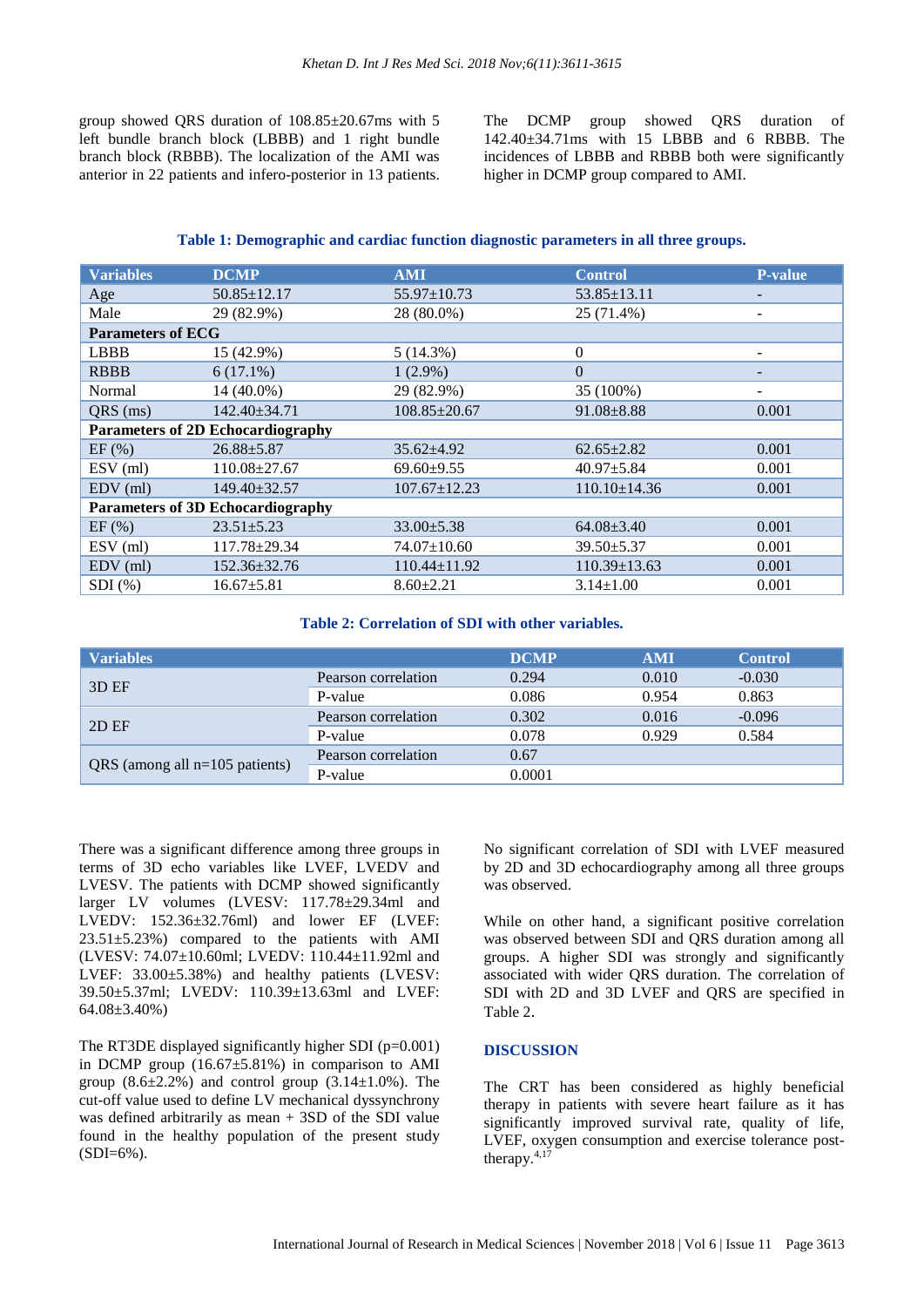group showed QRS duration of 108.85±20.67ms with 5 left bundle branch block (LBBB) and 1 right bundle branch block (RBBB). The localization of the AMI was anterior in 22 patients and infero-posterior in 13 patients.

The DCMP group showed QRS duration of 142.40±34.71ms with 15 LBBB and 6 RBBB. The incidences of LBBB and RBBB both were significantly higher in DCMP group compared to AMI.

**Table 1: Demographic and cardiac function diagnostic parameters in all three groups.**

| Variables | DCMP | AMI | Control | P-value |
|---|---|---|---|---|
| Age | 50.85±12.17 | 55.97±10.73 | 53.85±13.11 | - |
| Male | 29 (82.9%) | 28 (80.0%) | 25 (71.4%) | - |
| **Parameters of ECG** | | | | |
| LBBB | 15 (42.9%) | 5 (14.3%) | 0 | - |
| RBBB | 6 (17.1%) | 1 (2.9%) | 0 | - |
| Normal | 14 (40.0%) | 29 (82.9%) | 35 (100%) | - |
| QRS (ms) | 142.40±34.71 | 108.85±20.67 | 91.08±8.88 | 0.001 |
| **Parameters of 2D Echocardiography** | | | | |
| EF (%) | 26.88±5.87 | 35.62±4.92 | 62.65±2.82 | 0.001 |
| ESV (ml) | 110.08±27.67 | 69.60±9.55 | 40.97±5.84 | 0.001 |
| EDV (ml) | 149.40±32.57 | 107.67±12.23 | 110.10±14.36 | 0.001 |
| **Parameters of 3D Echocardiography** | | | | |
| EF (%) | 23.51±5.23 | 33.00±5.38 | 64.08±3.40 | 0.001 |
| ESV (ml) | 117.78±29.34 | 74.07±10.60 | 39.50±5.37 | 0.001 |
| EDV (ml) | 152.36±32.76 | 110.44±11.92 | 110.39±13.63 | 0.001 |
| SDI (%) | 16.67±5.81 | 8.60±2.21 | 3.14±1.00 | 0.001 |

**Table 2: Correlation of SDI with other variables.**

| Variables | | DCMP | AMI | Control |
|---|---|---|---|---|
| 3D EF | Pearson correlation | 0.294 | 0.010 | -0.030 |
| | P-value | 0.086 | 0.954 | 0.863 |
| 2D EF | Pearson correlation | 0.302 | 0.016 | -0.096 |
| | P-value | 0.078 | 0.929 | 0.584 |
| QRS (among all n=105 patients) | Pearson correlation | 0.67 | | |
| | P-value | 0.0001 | | |

There was a significant difference among three groups in terms of 3D echo variables like LVEF, LVEDV and LVESV. The patients with DCMP showed significantly larger LV volumes (LVESV: 117.78±29.34ml and LVEDV: 152.36±32.76ml) and lower EF (LVEF: 23.51±5.23%) compared to the patients with AMI (LVESV: 74.07±10.60ml; LVEDV: 110.44±11.92ml and LVEF: 33.00±5.38%) and healthy patients (LVESV: 39.50±5.37ml; LVEDV: 110.39±13.63ml and LVEF: 64.08±3.40%)

The RT3DE displayed significantly higher SDI (p=0.001) in DCMP group (16.67±5.81%) in comparison to AMI group (8.6±2.2%) and control group (3.14±1.0%). The cut-off value used to define LV mechanical dyssynchrony was defined arbitrarily as mean + 3SD of the SDI value found in the healthy population of the present study (SDI=6%).

No significant correlation of SDI with LVEF measured by 2D and 3D echocardiography among all three groups was observed.

While on other hand, a significant positive correlation was observed between SDI and QRS duration among all groups. A higher SDI was strongly and significantly associated with wider QRS duration. The correlation of SDI with 2D and 3D LVEF and QRS are specified in Table 2.

## DISCUSSION

The CRT has been considered as highly beneficial therapy in patients with severe heart failure as it has significantly improved survival rate, quality of life, LVEF, oxygen consumption and exercise tolerance post-therapy.[4,17]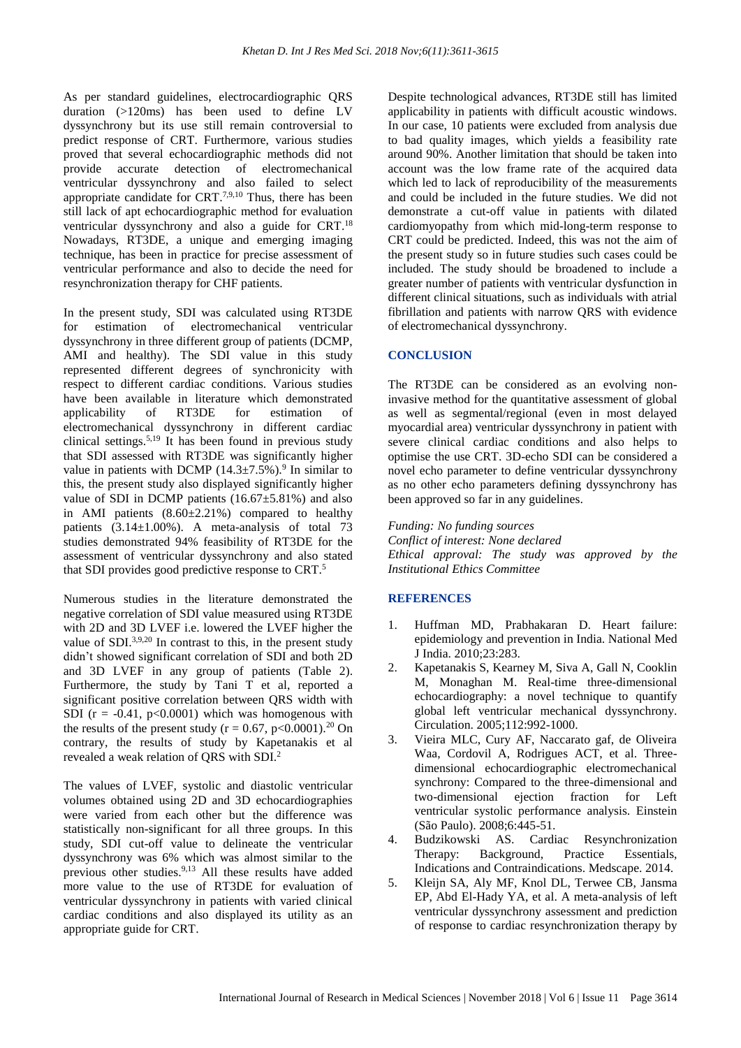As per standard guidelines, electrocardiographic QRS duration (>120ms) has been used to define LV dyssynchrony but its use still remain controversial to predict response of CRT. Furthermore, various studies proved that several echocardiographic methods did not provide accurate detection of electromechanical ventricular dyssynchrony and also failed to select appropriate candidate for CRT.[7,9,10] Thus, there has been still lack of apt echocardiographic method for evaluation ventricular dyssynchrony and also a guide for CRT.[18] Nowadays, RT3DE, a unique and emerging imaging technique, has been in practice for precise assessment of ventricular performance and also to decide the need for resynchronization therapy for CHF patients.

In the present study, SDI was calculated using RT3DE for estimation of electromechanical ventricular dyssynchrony in three different group of patients (DCMP, AMI and healthy). The SDI value in this study represented different degrees of synchronicity with respect to different cardiac conditions. Various studies have been available in literature which demonstrated applicability of RT3DE for estimation of electromechanical dyssynchrony in different cardiac clinical settings.[5,19] It has been found in previous study that SDI assessed with RT3DE was significantly higher value in patients with DCMP (14.3±7.5%).[9] In similar to this, the present study also displayed significantly higher value of SDI in DCMP patients (16.67±5.81%) and also in AMI patients (8.60±2.21%) compared to healthy patients (3.14±1.00%). A meta-analysis of total 73 studies demonstrated 94% feasibility of RT3DE for the assessment of ventricular dyssynchrony and also stated that SDI provides good predictive response to CRT.[5]

Numerous studies in the literature demonstrated the negative correlation of SDI value measured using RT3DE with 2D and 3D LVEF i.e. lowered the LVEF higher the value of SDI.[3,9,20] In contrast to this, in the present study didn't showed significant correlation of SDI and both 2D and 3D LVEF in any group of patients (Table 2). Furthermore, the study by Tani T et al, reported a significant positive correlation between QRS width with SDI ($r = -0.41$, $p<0.0001$) which was homogenous with the results of the present study ($r = 0.67$, $p<0.0001$).[20] On contrary, the results of study by Kapetanakis et al revealed a weak relation of QRS with SDI.[2]

The values of LVEF, systolic and diastolic ventricular volumes obtained using 2D and 3D echocardiographies were varied from each other but the difference was statistically non-significant for all three groups. In this study, SDI cut-off value to delineate the ventricular dyssynchrony was 6% which was almost similar to the previous other studies.[9,13] All these results have added more value to the use of RT3DE for evaluation of ventricular dyssynchrony in patients with varied clinical cardiac conditions and also displayed its utility as an appropriate guide for CRT.

Despite technological advances, RT3DE still has limited applicability in patients with difficult acoustic windows. In our case, 10 patients were excluded from analysis due to bad quality images, which yields a feasibility rate around 90%. Another limitation that should be taken into account was the low frame rate of the acquired data which led to lack of reproducibility of the measurements and could be included in the future studies. We did not demonstrate a cut-off value in patients with dilated cardiomyopathy from which mid-long-term response to CRT could be predicted. Indeed, this was not the aim of the present study so in future studies such cases could be included. The study should be broadened to include a greater number of patients with ventricular dysfunction in different clinical situations, such as individuals with atrial fibrillation and patients with narrow QRS with evidence of electromechanical dyssynchrony.

## CONCLUSION

The RT3DE can be considered as an evolving non-invasive method for the quantitative assessment of global as well as segmental/regional (even in most delayed myocardial area) ventricular dyssynchrony in patient with severe clinical cardiac conditions and also helps to optimise the use CRT. 3D-echo SDI can be considered a novel echo parameter to define ventricular dyssynchrony as no other echo parameters defining dyssynchrony has been approved so far in any guidelines.

*Funding: No funding sources*
*Conflict of interest: None declared*
*Ethical approval: The study was approved by the Institutional Ethics Committee*

## REFERENCES

1. Huffman MD, Prabhakaran D. Heart failure: epidemiology and prevention in India. National Med J India. 2010;23:283.
2. Kapetanakis S, Kearney M, Siva A, Gall N, Cooklin M, Monaghan M. Real-time three-dimensional echocardiography: a novel technique to quantify global left ventricular mechanical dyssynchrony. Circulation. 2005;112:992-1000.
3. Vieira MLC, Cury AF, Naccarato gaf, de Oliveira Waa, Cordovil A, Rodrigues ACT, et al. Three-dimensional echocardiographic electromechanical synchrony: Compared to the three-dimensional and two-dimensional ejection fraction for Left ventricular systolic performance analysis. Einstein (São Paulo). 2008;6:445-51.
4. Budzikowski AS. Cardiac Resynchronization Therapy: Background, Practice Essentials, Indications and Contraindications. Medscape. 2014.
5. Kleijn SA, Aly MF, Knol DL, Terwee CB, Jansma EP, Abd El-Hady YA, et al. A meta-analysis of left ventricular dyssynchrony assessment and prediction of response to cardiac resynchronization therapy by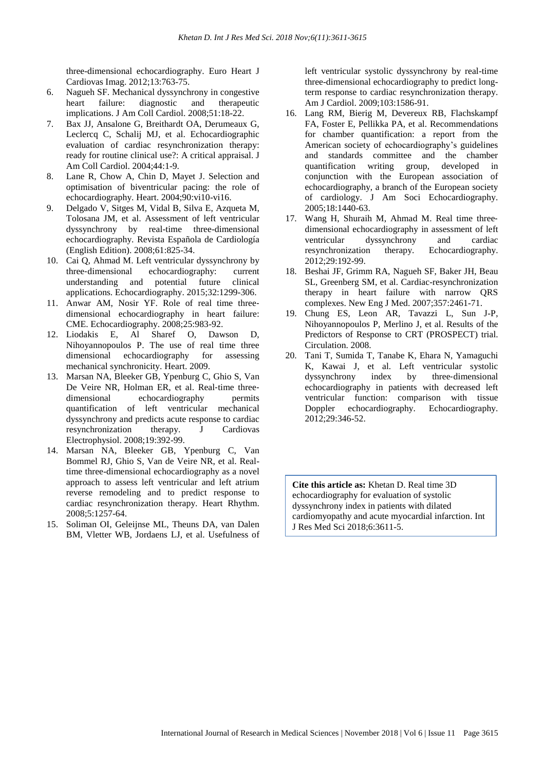three-dimensional echocardiography. Euro Heart J Cardiovas Imag. 2012;13:763-75.

6. Nagueh SF. Mechanical dyssynchrony in congestive heart failure: diagnostic and therapeutic implications. J Am Coll Cardiol. 2008;51:18-22.
7. Bax JJ, Ansalone G, Breithardt OA, Derumeaux G, Leclercq C, Schalij MJ, et al. Echocardiographic evaluation of cardiac resynchronization therapy: ready for routine clinical use?: A critical appraisal. J Am Coll Cardiol. 2004;44:1-9.
8. Lane R, Chow A, Chin D, Mayet J. Selection and optimisation of biventricular pacing: the role of echocardiography. Heart. 2004;90:vi10-vi16.
9. Delgado V, Sitges M, Vidal B, Silva E, Azqueta M, Tolosana JM, et al. Assessment of left ventricular dyssynchrony by real-time three-dimensional echocardiography. Revista Española de Cardiología (English Edition). 2008;61:825-34.
10. Cai Q, Ahmad M. Left ventricular dyssynchrony by three-dimensional echocardiography: current understanding and potential future clinical applications. Echocardiography. 2015;32:1299-306.
11. Anwar AM, Nosir YF. Role of real time three-dimensional echocardiography in heart failure: CME. Echocardiography. 2008;25:983-92.
12. Liodakis E, Al Sharef O, Dawson D, Nihoyannopoulos P. The use of real time three dimensional echocardiography for assessing mechanical synchronicity. Heart. 2009.
13. Marsan NA, Bleeker GB, Ypenburg C, Ghio S, Van De Veire NR, Holman ER, et al. Real-time three-dimensional echocardiography permits quantification of left ventricular mechanical dyssynchrony and predicts acute response to cardiac resynchronization therapy. J Cardiovas Electrophysiol. 2008;19:392-99.
14. Marsan NA, Bleeker GB, Ypenburg C, Van Bommel RJ, Ghio S, Van de Veire NR, et al. Real-time three-dimensional echocardiography as a novel approach to assess left ventricular and left atrium reverse remodeling and to predict response to cardiac resynchronization therapy. Heart Rhythm. 2008;5:1257-64.
15. Soliman OI, Geleijnse ML, Theuns DA, van Dalen BM, Vletter WB, Jordaens LJ, et al. Usefulness of left ventricular systolic dyssynchrony by real-time three-dimensional echocardiography to predict long-term response to cardiac resynchronization therapy. Am J Cardiol. 2009;103:1586-91.
16. Lang RM, Bierig M, Devereux RB, Flachskampf FA, Foster E, Pellikka PA, et al. Recommendations for chamber quantification: a report from the American society of echocardiography's guidelines and standards committee and the chamber quantification writing group, developed in conjunction with the European association of echocardiography, a branch of the European society of cardiology. J Am Soci Echocardiography. 2005;18:1440-63.
17. Wang H, Shuraih M, Ahmad M. Real time three-dimensional echocardiography in assessment of left ventricular dyssynchrony and cardiac resynchronization therapy. Echocardiography. 2012;29:192-99.
18. Beshai JF, Grimm RA, Nagueh SF, Baker JH, Beau SL, Greenberg SM, et al. Cardiac-resynchronization therapy in heart failure with narrow QRS complexes. New Eng J Med. 2007;357:2461-71.
19. Chung ES, Leon AR, Tavazzi L, Sun J-P, Nihoyannopoulos P, Merlino J, et al. Results of the Predictors of Response to CRT (PROSPECT) trial. Circulation. 2008.
20. Tani T, Sumida T, Tanabe K, Ehara N, Yamaguchi K, Kawai J, et al. Left ventricular systolic dyssynchrony index by three-dimensional echocardiography in patients with decreased left ventricular function: comparison with tissue Doppler echocardiography. Echocardiography. 2012;29:346-52.

**Cite this article as:** Khetan D. Real time 3D echocardiography for evaluation of systolic dyssynchrony index in patients with dilated cardiomyopathy and acute myocardial infarction. Int J Res Med Sci 2018;6:3611-5.